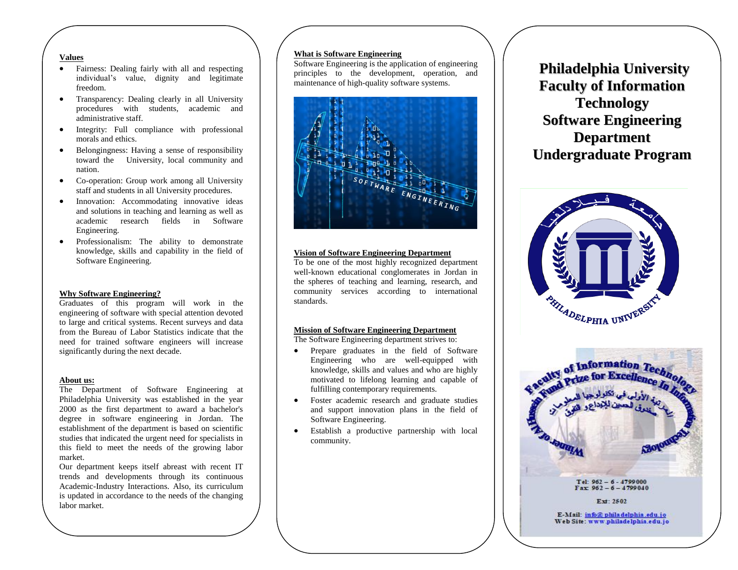## Values

- Fairness: Dealing fairly with all and respecting individual's value, dignity and legitimate freedom.
- Transparency: Dealing clearly in all University procedures with students, academic and administrative staff.
- Integrity: Full compliance with professional morals and ethics.
- Belongingness: Having a sense of responsibility toward the University, local community and nation.
- Co-operation: Group work among all University staff and students in all University procedures.
- Innovation: Accommodating innovative ideas and solutions in teaching and learning as well as academic research fields in Software Engineering.
- Professionalism: The ability to demonstrate knowledge, skills and capability in the field of Software Engineering.

## Why Software Engineering?

Graduates of this program will work in the engineering of software with special attention devoted to large and critical systems. Recent surveys and data from the Bureau of Labor Statistics indicate that the need for trained software engineers will increase significantly during the next decade.

## About us:

The Department of Software Engineering at Philadelphia University was established in the year 2000 as the first department to award a bachelor's degree in software engineering in Jordan. The establishment of the department is based on scientific studies that indicated the urgent need for specialists in this field to meet the needs of the growing labor market.

Our department keeps itself abreast with recent IT trends and developments through its continuous Academic-Industry Interactions. Also, its curriculum is updated in accordance to the needs of the changing labor market.

## What is Software Engineering

Software Engineering is the application of engineering principles to the development, operation, and maintenance of high-quality software systems.

## Vision of Software Engineering Department

To be one of the most highly recognized department well-known educational conglomerates in Jordan in the spheres of teaching and learning, research, and community services according to international standards.

## Mission of Software Engineering Department

The Software Engineering department strives to:

- Prepare graduates in the field of Software Engineering who are well-equipped with knowledge, skills and values and who are highly motivated to lifelong learning and capable of fulfilling contemporary requirements.
- Foster academic research and graduate studies and support innovation plans in the field of Software Engineering.
- Establish a productive partnership with local community.

# Philadelphia University Faculty of Information Technology Software Engineering Department Undergraduate Program

Tel: 962 – 6 - 4799000
Fax: 962 – 6 – 4799040

Ext: 2502

E-Mail: info@philadelphia.edu.jo
Web Site: www.philadelphia.edu.jo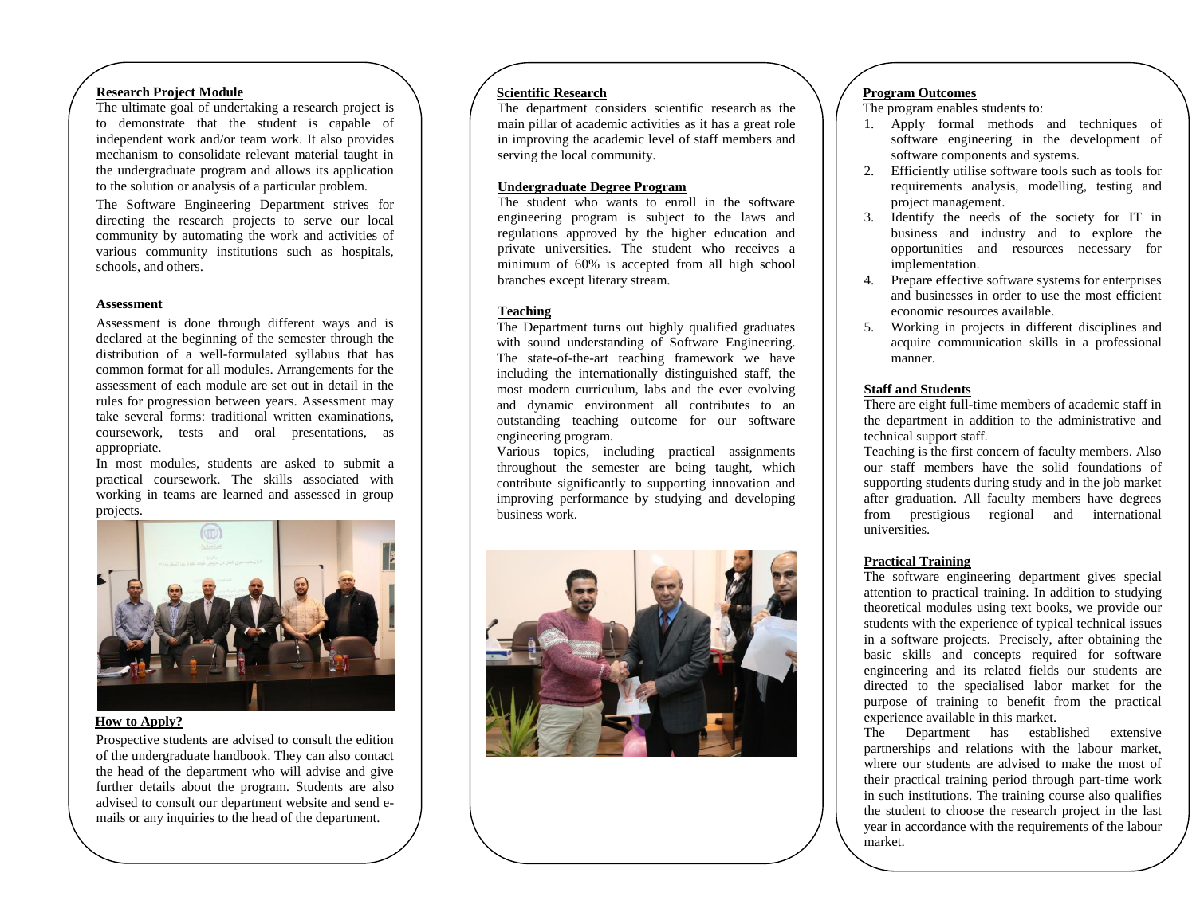## Research Project Module

The ultimate goal of undertaking a research project is to demonstrate that the student is capable of independent work and/or team work. It also provides mechanism to consolidate relevant material taught in the undergraduate program and allows its application to the solution or analysis of a particular problem.

The Software Engineering Department strives for directing the research projects to serve our local community by automating the work and activities of various community institutions such as hospitals, schools, and others.

## Assessment

Assessment is done through different ways and is declared at the beginning of the semester through the distribution of a well-formulated syllabus that has common format for all modules. Arrangements for the assessment of each module are set out in detail in the rules for progression between years. Assessment may take several forms: traditional written examinations, coursework, tests and oral presentations, as appropriate.

In most modules, students are asked to submit a practical coursework. The skills associated with working in teams are learned and assessed in group projects.

## How to Apply?

Prospective students are advised to consult the edition of the undergraduate handbook. They can also contact the head of the department who will advise and give further details about the program. Students are also advised to consult our department website and send e-mails or any inquiries to the head of the department.

## Scientific Research

The department considers scientific research as the main pillar of academic activities as it has a great role in improving the academic level of staff members and serving the local community.

## Undergraduate Degree Program

The student who wants to enroll in the software engineering program is subject to the laws and regulations approved by the higher education and private universities. The student who receives a minimum of 60% is accepted from all high school branches except literary stream.

## Teaching

The Department turns out highly qualified graduates with sound understanding of Software Engineering. The state-of-the-art teaching framework we have including the internationally distinguished staff, the most modern curriculum, labs and the ever evolving and dynamic environment all contributes to an outstanding teaching outcome for our software engineering program.

Various topics, including practical assignments throughout the semester are being taught, which contribute significantly to supporting innovation and improving performance by studying and developing business work.

## Program Outcomes

The program enables students to:

1. Apply formal methods and techniques of software engineering in the development of software components and systems.
2. Efficiently utilise software tools such as tools for requirements analysis, modelling, testing and project management.
3. Identify the needs of the society for IT in business and industry and to explore the opportunities and resources necessary for implementation.
4. Prepare effective software systems for enterprises and businesses in order to use the most efficient economic resources available.
5. Working in projects in different disciplines and acquire communication skills in a professional manner.

## Staff and Students

There are eight full-time members of academic staff in the department in addition to the administrative and technical support staff.

Teaching is the first concern of faculty members. Also our staff members have the solid foundations of supporting students during study and in the job market after graduation. All faculty members have degrees from prestigious regional and international universities.

## Practical Training

The software engineering department gives special attention to practical training. In addition to studying theoretical modules using text books, we provide our students with the experience of typical technical issues in a software projects. Precisely, after obtaining the basic skills and concepts required for software engineering and its related fields our students are directed to the specialised labor market for the purpose of training to benefit from the practical experience available in this market.

The Department has established extensive partnerships and relations with the labour market, where our students are advised to make the most of their practical training period through part-time work in such institutions. The training course also qualifies the student to choose the research project in the last year in accordance with the requirements of the labour market.